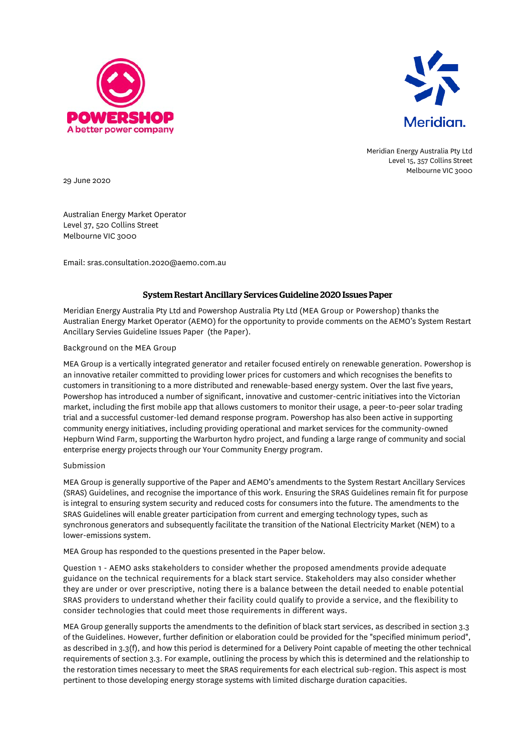Meridian Energy Australia Pty Ltd
Level 15, 357 Collins Street
Melbourne VIC 3000

29 June 2020

Australian Energy Market Operator
Level 37, 520 Collins Street
Melbourne VIC 3000

Email: sras.consultation.2020@aemo.com.au

## System Restart Ancillary Services Guideline 2020 Issues Paper

Meridian Energy Australia Pty Ltd and Powershop Australia Pty Ltd (MEA Group or Powershop) thanks the Australian Energy Market Operator (AEMO) for the opportunity to provide comments on the AEMO's System Restart Ancillary Servies Guideline Issues Paper (the Paper).

Background on the MEA Group

MEA Group is a vertically integrated generator and retailer focused entirely on renewable generation. Powershop is an innovative retailer committed to providing lower prices for customers and which recognises the benefits to customers in transitioning to a more distributed and renewable-based energy system. Over the last five years, Powershop has introduced a number of significant, innovative and customer-centric initiatives into the Victorian market, including the first mobile app that allows customers to monitor their usage, a peer-to-peer solar trading trial and a successful customer-led demand response program. Powershop has also been active in supporting community energy initiatives, including providing operational and market services for the community-owned Hepburn Wind Farm, supporting the Warburton hydro project, and funding a large range of community and social enterprise energy projects through our Your Community Energy program.

Submission

MEA Group is generally supportive of the Paper and AEMO's amendments to the System Restart Ancillary Services (SRAS) Guidelines, and recognise the importance of this work. Ensuring the SRAS Guidelines remain fit for purpose is integral to ensuring system security and reduced costs for consumers into the future. The amendments to the SRAS Guidelines will enable greater participation from current and emerging technology types, such as synchronous generators and subsequently facilitate the transition of the National Electricity Market (NEM) to a lower-emissions system.

MEA Group has responded to the questions presented in the Paper below.

Question 1 - AEMO asks stakeholders to consider whether the proposed amendments provide adequate guidance on the technical requirements for a black start service. Stakeholders may also consider whether they are under or over prescriptive, noting there is a balance between the detail needed to enable potential SRAS providers to understand whether their facility could qualify to provide a service, and the flexibility to consider technologies that could meet those requirements in different ways.

MEA Group generally supports the amendments to the definition of black start services, as described in section 3.3 of the Guidelines. However, further definition or elaboration could be provided for the "specified minimum period", as described in 3.3(f), and how this period is determined for a Delivery Point capable of meeting the other technical requirements of section 3.3. For example, outlining the process by which this is determined and the relationship to the restoration times necessary to meet the SRAS requirements for each electrical sub-region. This aspect is most pertinent to those developing energy storage systems with limited discharge duration capacities.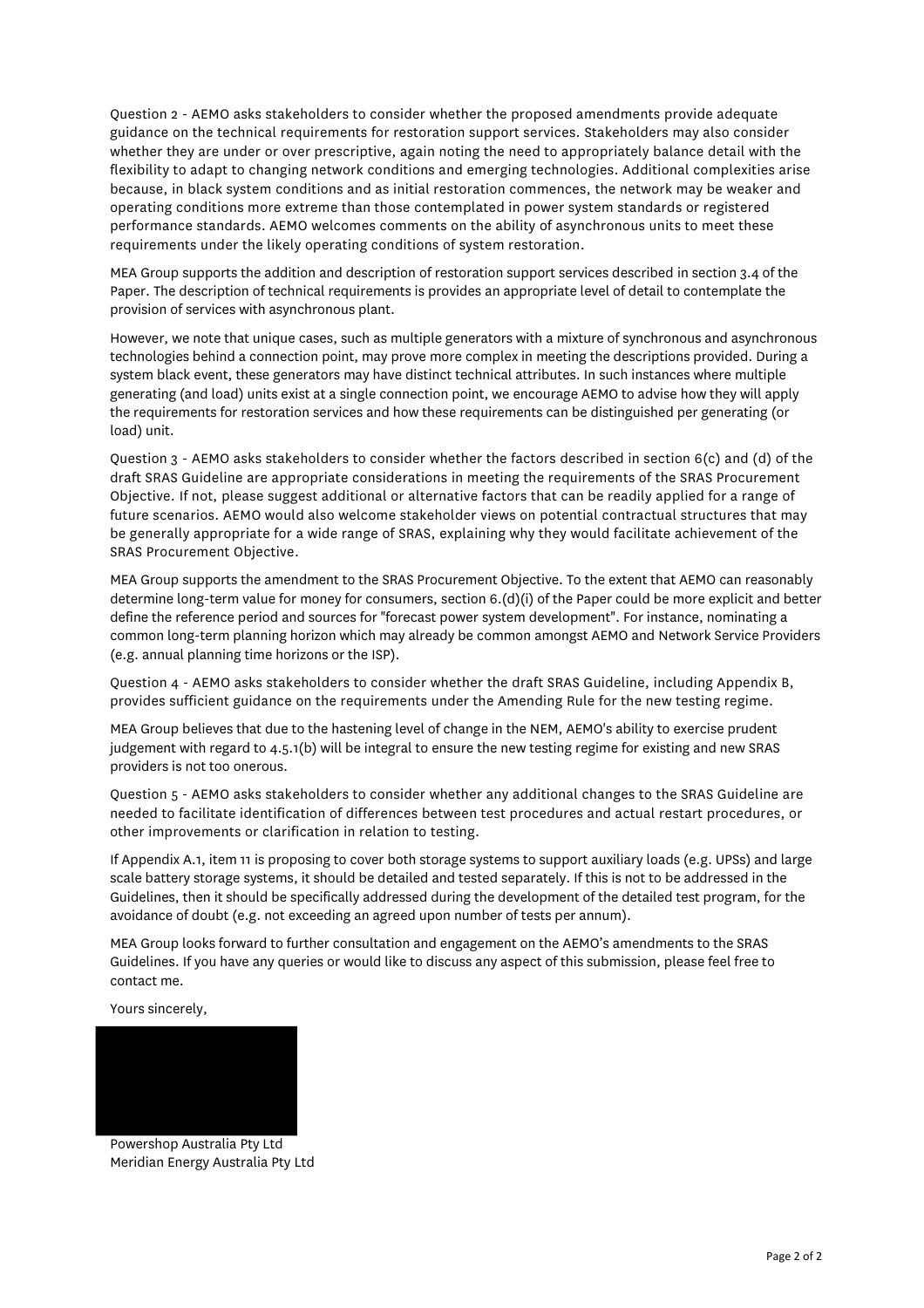Question 2 - AEMO asks stakeholders to consider whether the proposed amendments provide adequate guidance on the technical requirements for restoration support services. Stakeholders may also consider whether they are under or over prescriptive, again noting the need to appropriately balance detail with the flexibility to adapt to changing network conditions and emerging technologies. Additional complexities arise because, in black system conditions and as initial restoration commences, the network may be weaker and operating conditions more extreme than those contemplated in power system standards or registered performance standards. AEMO welcomes comments on the ability of asynchronous units to meet these requirements under the likely operating conditions of system restoration.

MEA Group supports the addition and description of restoration support services described in section 3.4 of the Paper. The description of technical requirements is provides an appropriate level of detail to contemplate the provision of services with asynchronous plant.

However, we note that unique cases, such as multiple generators with a mixture of synchronous and asynchronous technologies behind a connection point, may prove more complex in meeting the descriptions provided. During a system black event, these generators may have distinct technical attributes. In such instances where multiple generating (and load) units exist at a single connection point, we encourage AEMO to advise how they will apply the requirements for restoration services and how these requirements can be distinguished per generating (or load) unit.

Question 3 - AEMO asks stakeholders to consider whether the factors described in section 6(c) and (d) of the draft SRAS Guideline are appropriate considerations in meeting the requirements of the SRAS Procurement Objective. If not, please suggest additional or alternative factors that can be readily applied for a range of future scenarios. AEMO would also welcome stakeholder views on potential contractual structures that may be generally appropriate for a wide range of SRAS, explaining why they would facilitate achievement of the SRAS Procurement Objective.

MEA Group supports the amendment to the SRAS Procurement Objective. To the extent that AEMO can reasonably determine long-term value for money for consumers, section 6.(d)(i) of the Paper could be more explicit and better define the reference period and sources for "forecast power system development". For instance, nominating a common long-term planning horizon which may already be common amongst AEMO and Network Service Providers (e.g. annual planning time horizons or the ISP).

Question 4 - AEMO asks stakeholders to consider whether the draft SRAS Guideline, including Appendix B, provides sufficient guidance on the requirements under the Amending Rule for the new testing regime.

MEA Group believes that due to the hastening level of change in the NEM, AEMO's ability to exercise prudent judgement with regard to 4.5.1(b) will be integral to ensure the new testing regime for existing and new SRAS providers is not too onerous.

Question 5 - AEMO asks stakeholders to consider whether any additional changes to the SRAS Guideline are needed to facilitate identification of differences between test procedures and actual restart procedures, or other improvements or clarification in relation to testing.

If Appendix A.1, item 11 is proposing to cover both storage systems to support auxiliary loads (e.g. UPSs) and large scale battery storage systems, it should be detailed and tested separately. If this is not to be addressed in the Guidelines, then it should be specifically addressed during the development of the detailed test program, for the avoidance of doubt (e.g. not exceeding an agreed upon number of tests per annum).

MEA Group looks forward to further consultation and engagement on the AEMO's amendments to the SRAS Guidelines. If you have any queries or would like to discuss any aspect of this submission, please feel free to contact me.

Yours sincerely,

Powershop Australia Pty Ltd
Meridian Energy Australia Pty Ltd